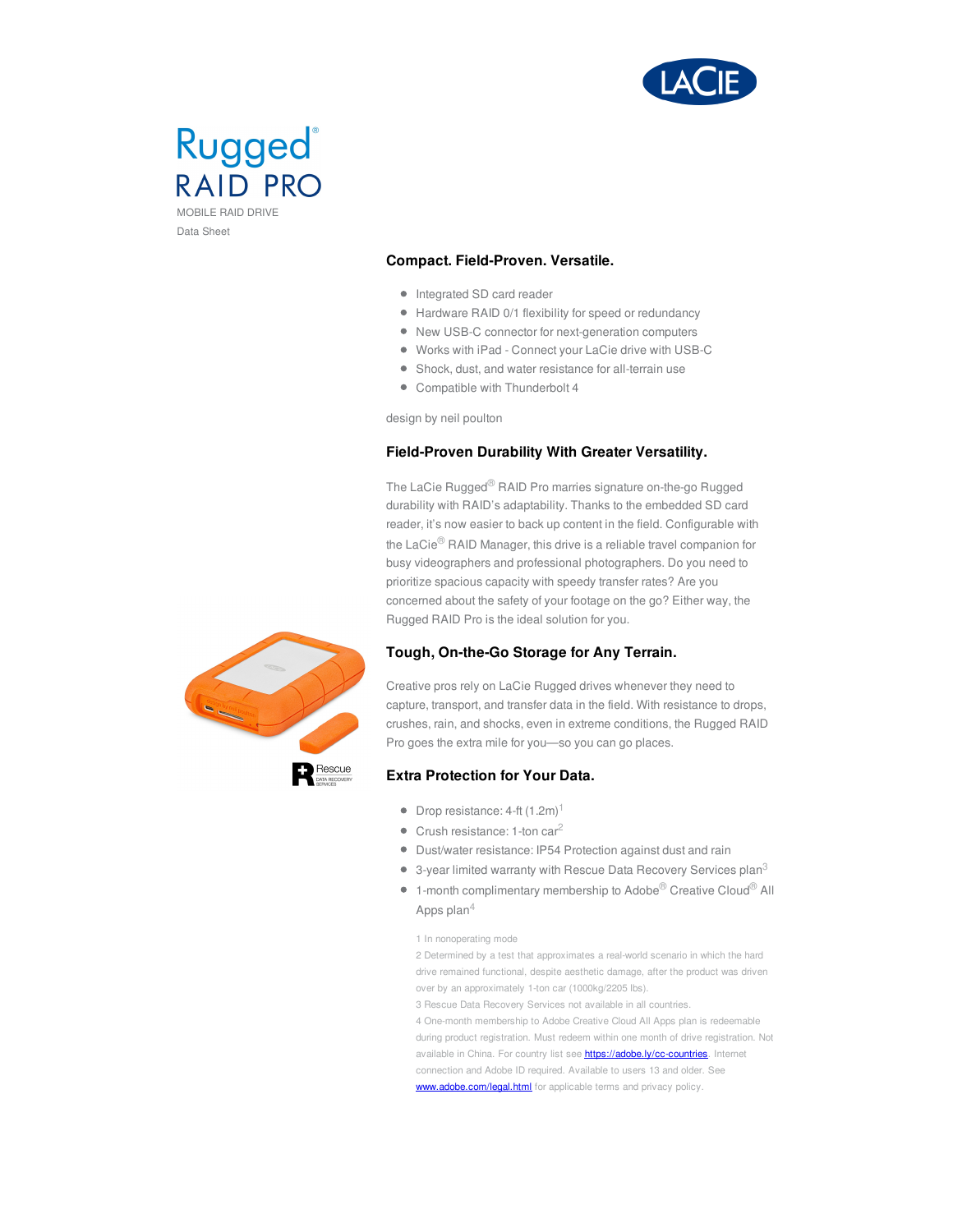# Rugged® RAID PRO

MOBILE RAID DRIVE

Data Sheet

## Compact. Field-Proven. Versatile.

- Integrated SD card reader
- Hardware RAID 0/1 flexibility for speed or redundancy
- New USB-C connector for next-generation computers
- Works with iPad - Connect your LaCie drive with USB-C
- Shock, dust, and water resistance for all-terrain use
- Compatible with Thunderbolt 4

design by neil poulton

## Field-Proven Durability With Greater Versatility.

The LaCie Rugged® RAID Pro marries signature on-the-go Rugged durability with RAID's adaptability. Thanks to the embedded SD card reader, it's now easier to back up content in the field. Configurable with the LaCie® RAID Manager, this drive is a reliable travel companion for busy videographers and professional photographers. Do you need to prioritize spacious capacity with speedy transfer rates? Are you concerned about the safety of your footage on the go? Either way, the Rugged RAID Pro is the ideal solution for you.

## Tough, On-the-Go Storage for Any Terrain.

Creative pros rely on LaCie Rugged drives whenever they need to capture, transport, and transfer data in the field. With resistance to drops, crushes, rain, and shocks, even in extreme conditions, the Rugged RAID Pro goes the extra mile for you—so you can go places.

Rescue DATA RECOVERY SERVICES

## Extra Protection for Your Data.

- Drop resistance: 4-ft (1.2m)[1]
- Crush resistance: 1-ton car[2]
- Dust/water resistance: IP54 Protection against dust and rain
- 3-year limited warranty with Rescue Data Recovery Services plan[3]
- 1-month complimentary membership to Adobe® Creative Cloud® All Apps plan[4]

1 In nonoperating mode

2 Determined by a test that approximates a real-world scenario in which the hard drive remained functional, despite aesthetic damage, after the product was driven over by an approximately 1-ton car (1000kg/2205 lbs).

3 Rescue Data Recovery Services not available in all countries.

4 One-month membership to Adobe Creative Cloud All Apps plan is redeemable during product registration. Must redeem within one month of drive registration. Not available in China. For country list see https://adobe.ly/cc-countries. Internet connection and Adobe ID required. Available to users 13 and older. See www.adobe.com/legal.html for applicable terms and privacy policy.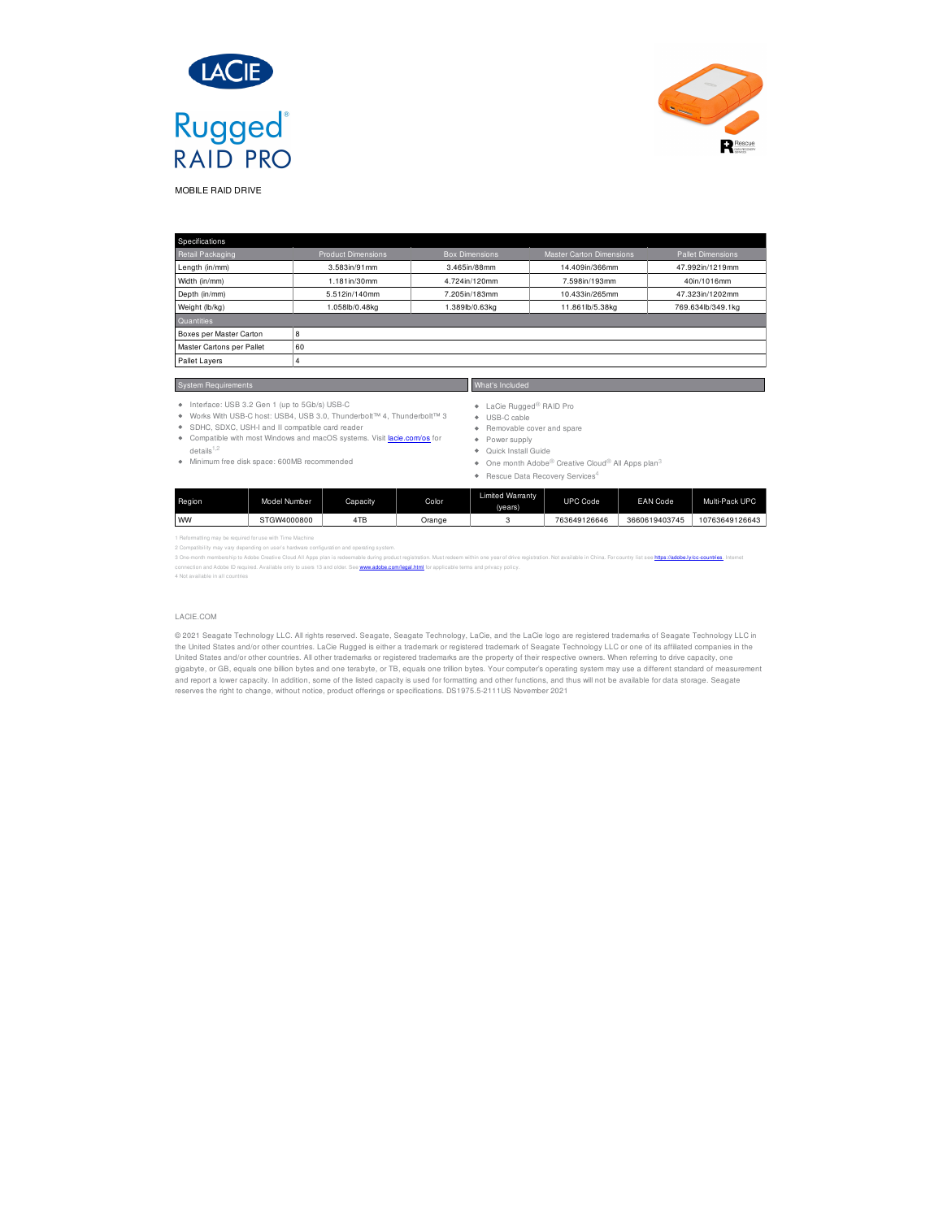# Rugged® RAID PRO

MOBILE RAID DRIVE

| Specifications | | | | |
|---|---|---|---|---|
| Retail Packaging | Product Dimensions | Box Dimensions | Master Carton Dimensions | Pallet Dimensions |
| Length (in/mm) | 3.583in/91mm | 3.465in/88mm | 14.409in/366mm | 47.992in/1219mm |
| Width (in/mm) | 1.181in/30mm | 4.724in/120mm | 7.598in/193mm | 40in/1016mm |
| Depth (in/mm) | 5.512in/140mm | 7.205in/183mm | 10.433in/265mm | 47.323in/1202mm |
| Weight (lb/kg) | 1.058lb/0.48kg | 1.389lb/0.63kg | 11.861lb/5.38kg | 769.634lb/349.1kg |
| Quantities | | | | |
| Boxes per Master Carton | 8 | | | |
| Master Cartons per Pallet | 60 | | | |
| Pallet Layers | 4 | | | |

## System Requirements

- Interface: USB 3.2 Gen 1 (up to 5Gb/s) USB-C
- Works With USB-C host: USB4, USB 3.0, Thunderbolt™ 4, Thunderbolt™ 3
- SDHC, SDXC, USH-I and II compatible card reader
- Compatible with most Windows and macOS systems. Visit lacie.com/os for details[1,2]
- Minimum free disk space: 600MB recommended

## What's Included

- LaCie Rugged® RAID Pro
- USB-C cable
- Removable cover and spare
- Power supply
- Quick Install Guide
- One month Adobe® Creative Cloud® All Apps plan[3]
- Rescue Data Recovery Services[4]

| Region | Model Number | Capacity | Color | Limited Warranty (years) | UPC Code | EAN Code | Multi-Pack UPC |
|---|---|---|---|---|---|---|---|
| WW | STGW4000800 | 4TB | Orange | 3 | 763649126646 | 3660619403745 | 10763649126643 |

1 Reformatting may be required for use with Time Machine

2 Compatibility may vary depending on user's hardware configuration and operating system.

3 One month membership to Adobe Creative Cloud All Apps plan is redeemable during product registration. Must redeem within one year of drive registration. Not available in China. For country list see https://adobe.ly/cc-countries. Internet connection and Adobe ID required. Available only to users 13 and older. See www.adobe.com/legal.html for applicable terms and privacy policy.

4 Not available in all countries

LACIE.COM

© 2021 Seagate Technology LLC. All rights reserved. Seagate, Seagate Technology, LaCie, and the LaCie logo are registered trademarks of Seagate Technology LLC in the United States and/or other countries. LaCie Rugged is either a trademark or registered trademark of Seagate Technology LLC or one of its affiliated companies in the United States and/or other countries. All other trademarks or registered trademarks are the property of their respective owners. When referring to drive capacity, one gigabyte, or GB, equals one billion bytes and one terabyte, or TB, equals one trillion bytes. Your computer's operating system may use a different standard of measurement and report a lower capacity. In addition, some of the listed capacity is used for formatting and other functions, and thus will not be available for data storage. Seagate reserves the right to change, without notice, product offerings or specifications. DS1975.5-2111US November 2021